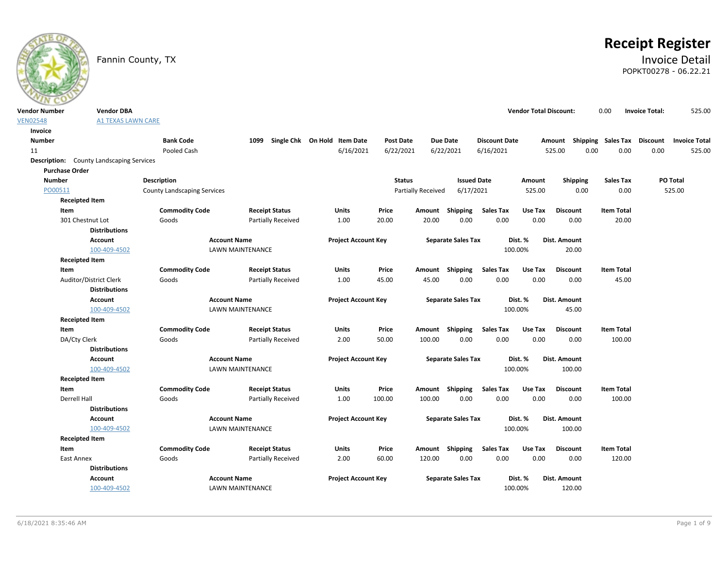# Receipt Register

Fannin County, TX

## Invoice Detail

POPKT00278 - 06.22.21

| Vendor Number | Vendor DBA | Vendor Total Discount: | 0.00 | Invoice Total: | 525.00 |
|---|---|---|---|---|---|
| VEN02548 | A1 TEXAS LAWN CARE | | | | |

**Invoice**

| Number | Bank Code | 1099 | Single Chk | On Hold | Item Date | Post Date | Due Date | Discount Date | Amount | Shipping | Sales Tax | Discount | Invoice Total |
|---|---|---|---|---|---|---|---|---|---|---|---|---|---|
| 11 | Pooled Cash | | | | 6/16/2021 | 6/22/2021 | 6/22/2021 | 6/16/2021 | 525.00 | 0.00 | 0.00 | 0.00 | 525.00 |

**Description:** County Landscaping Services

**Purchase Order**

| Number | Description | Status | Issued Date | Amount | Shipping | Sales Tax | PO Total |
|---|---|---|---|---|---|---|---|
| PO00511 | County Landscaping Services | Partially Received | 6/17/2021 | 525.00 | 0.00 | 0.00 | 525.00 |

**Receipted Item**

| Item | Commodity Code | Receipt Status | Units | Price | Amount | Shipping | Sales Tax | Use Tax | Discount | Item Total |
|---|---|---|---|---|---|---|---|---|---|---|
| 301 Chestnut Lot | Goods | Partially Received | 1.00 | 20.00 | 20.00 | 0.00 | 0.00 | 0.00 | 0.00 | 20.00 |

**Distributions**

| Account | Account Name | Project Account Key | Separate Sales Tax | Dist. % | Dist. Amount |
|---|---|---|---|---|---|
| 100-409-4502 | LAWN MAINTENANCE | | | 100.00% | 20.00 |

**Receipted Item**

| Item | Commodity Code | Receipt Status | Units | Price | Amount | Shipping | Sales Tax | Use Tax | Discount | Item Total |
|---|---|---|---|---|---|---|---|---|---|---|
| Auditor/District Clerk | Goods | Partially Received | 1.00 | 45.00 | 45.00 | 0.00 | 0.00 | 0.00 | 0.00 | 45.00 |

**Distributions**

| Account | Account Name | Project Account Key | Separate Sales Tax | Dist. % | Dist. Amount |
|---|---|---|---|---|---|
| 100-409-4502 | LAWN MAINTENANCE | | | 100.00% | 45.00 |

**Receipted Item**

| Item | Commodity Code | Receipt Status | Units | Price | Amount | Shipping | Sales Tax | Use Tax | Discount | Item Total |
|---|---|---|---|---|---|---|---|---|---|---|
| DA/Cty Clerk | Goods | Partially Received | 2.00 | 50.00 | 100.00 | 0.00 | 0.00 | 0.00 | 0.00 | 100.00 |

**Distributions**

| Account | Account Name | Project Account Key | Separate Sales Tax | Dist. % | Dist. Amount |
|---|---|---|---|---|---|
| 100-409-4502 | LAWN MAINTENANCE | | | 100.00% | 100.00 |

**Receipted Item**

| Item | Commodity Code | Receipt Status | Units | Price | Amount | Shipping | Sales Tax | Use Tax | Discount | Item Total |
|---|---|---|---|---|---|---|---|---|---|---|
| Derrell Hall | Goods | Partially Received | 1.00 | 100.00 | 100.00 | 0.00 | 0.00 | 0.00 | 0.00 | 100.00 |

**Distributions**

| Account | Account Name | Project Account Key | Separate Sales Tax | Dist. % | Dist. Amount |
|---|---|---|---|---|---|
| 100-409-4502 | LAWN MAINTENANCE | | | 100.00% | 100.00 |

**Receipted Item**

| Item | Commodity Code | Receipt Status | Units | Price | Amount | Shipping | Sales Tax | Use Tax | Discount | Item Total |
|---|---|---|---|---|---|---|---|---|---|---|
| East Annex | Goods | Partially Received | 2.00 | 60.00 | 120.00 | 0.00 | 0.00 | 0.00 | 0.00 | 120.00 |

**Distributions**

| Account | Account Name | Project Account Key | Separate Sales Tax | Dist. % | Dist. Amount |
|---|---|---|---|---|---|
| 100-409-4502 | LAWN MAINTENANCE | | | 100.00% | 120.00 |

6/18/2021 8:35:46 AM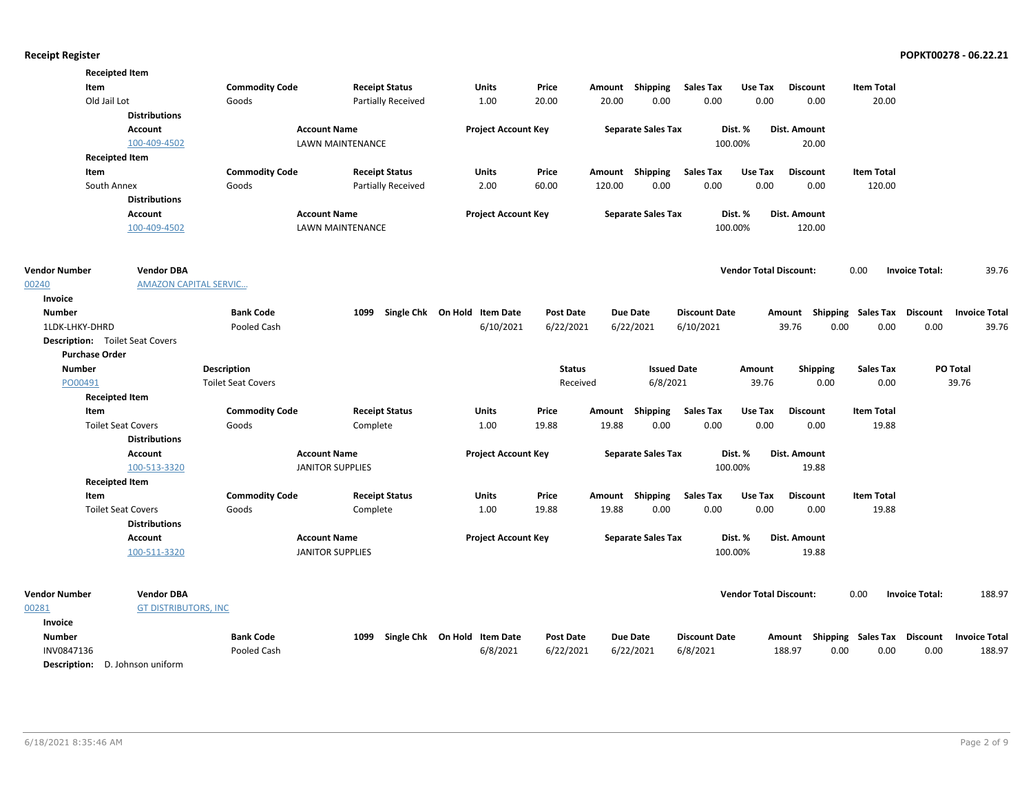**Receipted Item**

| Item | Commodity Code | Receipt Status | Units | Price | Amount | Shipping | Sales Tax | Use Tax | Discount | Item Total |
|---|---|---|---|---|---|---|---|---|---|---|
| Old Jail Lot | Goods | Partially Received | 1.00 | 20.00 | 20.00 | 0.00 | 0.00 | 0.00 | 0.00 | 20.00 |

**Distributions**

| Account | Account Name | Project Account Key | Separate Sales Tax | Dist. % | Dist. Amount |
|---|---|---|---|---|---|
| 100-409-4502 | LAWN MAINTENANCE | | | 100.00% | 20.00 |

**Receipted Item**

| Item | Commodity Code | Receipt Status | Units | Price | Amount | Shipping | Sales Tax | Use Tax | Discount | Item Total |
|---|---|---|---|---|---|---|---|---|---|---|
| South Annex | Goods | Partially Received | 2.00 | 60.00 | 120.00 | 0.00 | 0.00 | 0.00 | 0.00 | 120.00 |

**Distributions**

| Account | Account Name | Project Account Key | Separate Sales Tax | Dist. % | Dist. Amount |
|---|---|---|---|---|---|
| 100-409-4502 | LAWN MAINTENANCE | | | 100.00% | 120.00 |

| Vendor Number | Vendor DBA | Vendor Total Discount: | Invoice Total: |
|---|---|---|---|
| 00240 | AMAZON CAPITAL SERVIC… | 0.00 | 39.76 |

**Invoice**

| Number | Bank Code | 1099 | Single Chk | On Hold | Item Date | Post Date | Due Date | Discount Date | Amount | Shipping | Sales Tax | Discount | Invoice Total |
|---|---|---|---|---|---|---|---|---|---|---|---|---|---|
| 1LDK-LHKY-DHRD | Pooled Cash | | | | 6/10/2021 | 6/22/2021 | 6/22/2021 | 6/10/2021 | 39.76 | 0.00 | 0.00 | 0.00 | 39.76 |

**Description:** Toilet Seat Covers

**Purchase Order**

| Number | Description | Status | Issued Date | Amount | Shipping | Sales Tax | PO Total |
|---|---|---|---|---|---|---|---|
| PO00491 | Toilet Seat Covers | Received | 6/8/2021 | 39.76 | 0.00 | 0.00 | 39.76 |

**Receipted Item**

| Item | Commodity Code | Receipt Status | Units | Price | Amount | Shipping | Sales Tax | Use Tax | Discount | Item Total |
|---|---|---|---|---|---|---|---|---|---|---|
| Toilet Seat Covers | Goods | Complete | 1.00 | 19.88 | 19.88 | 0.00 | 0.00 | 0.00 | 0.00 | 19.88 |

**Distributions**

| Account | Account Name | Project Account Key | Separate Sales Tax | Dist. % | Dist. Amount |
|---|---|---|---|---|---|
| 100-513-3320 | JANITOR SUPPLIES | | | 100.00% | 19.88 |

**Receipted Item**

| Item | Commodity Code | Receipt Status | Units | Price | Amount | Shipping | Sales Tax | Use Tax | Discount | Item Total |
|---|---|---|---|---|---|---|---|---|---|---|
| Toilet Seat Covers | Goods | Complete | 1.00 | 19.88 | 19.88 | 0.00 | 0.00 | 0.00 | 0.00 | 19.88 |

**Distributions**

| Account | Account Name | Project Account Key | Separate Sales Tax | Dist. % | Dist. Amount |
|---|---|---|---|---|---|
| 100-511-3320 | JANITOR SUPPLIES | | | 100.00% | 19.88 |

| Vendor Number | Vendor DBA | Vendor Total Discount: | Invoice Total: |
|---|---|---|---|
| 00281 | GT DISTRIBUTORS, INC | 0.00 | 188.97 |

**Invoice**

| Number | Bank Code | 1099 | Single Chk | On Hold | Item Date | Post Date | Due Date | Discount Date | Amount | Shipping | Sales Tax | Discount | Invoice Total |
|---|---|---|---|---|---|---|---|---|---|---|---|---|---|
| INV0847136 | Pooled Cash | | | | 6/8/2021 | 6/22/2021 | 6/22/2021 | 6/8/2021 | 188.97 | 0.00 | 0.00 | 0.00 | 188.97 |

**Description:** D. Johnson uniform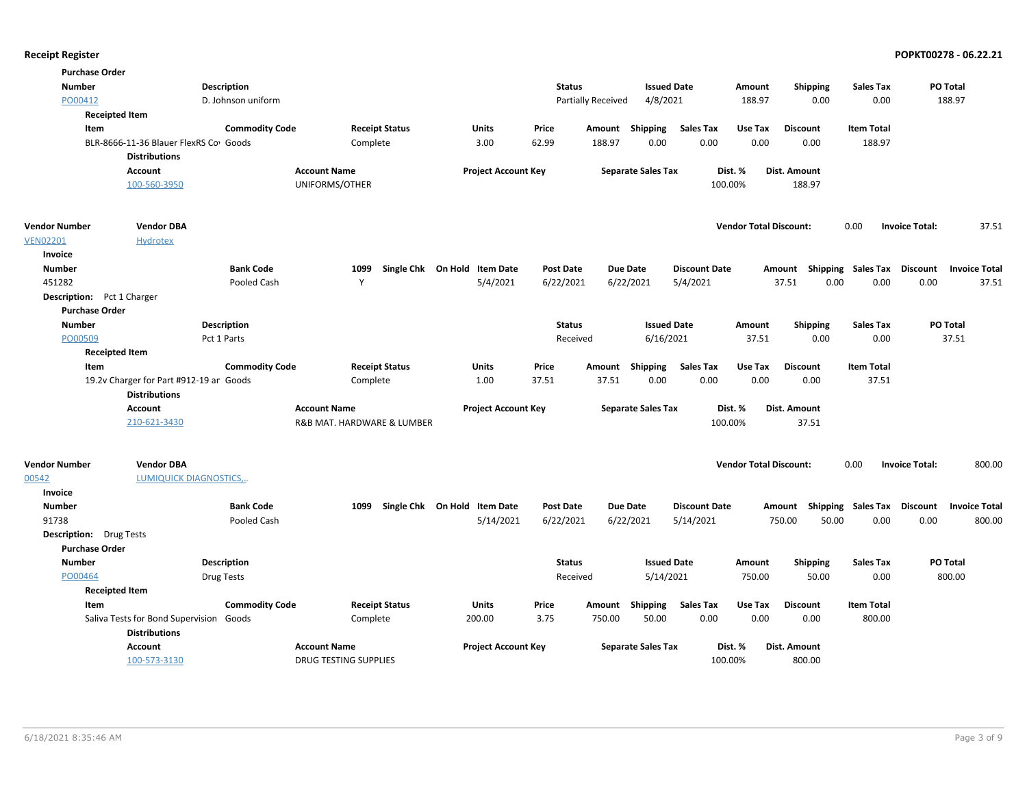**Purchase Order**

| Number | Description | Status | Issued Date | Amount | Shipping | Sales Tax | PO Total |
|---|---|---|---|---|---|---|---|
| PO00412 | D. Johnson uniform | Partially Received | 4/8/2021 | 188.97 | 0.00 | 0.00 | 188.97 |

**Receipted Item**

| Item | Commodity Code | Receipt Status | Units | Price | Amount | Shipping | Sales Tax | Use Tax | Discount | Item Total |
|---|---|---|---|---|---|---|---|---|---|---|
| BLR-8666-11-36 Blauer FlexRS Co | Goods | Complete | 3.00 | 62.99 | 188.97 | 0.00 | 0.00 | 0.00 | 0.00 | 188.97 |

**Distributions**

| Account | Account Name | Project Account Key | Separate Sales Tax | Dist. % | Dist. Amount |
|---|---|---|---|---|---|
| 100-560-3950 | UNIFORMS/OTHER | | | 100.00% | 188.97 |

| Vendor Number | Vendor DBA | Vendor Total Discount: | Invoice Total: |
|---|---|---|---|
| VEN02201 | Hydrotex | 0.00 | 37.51 |

**Invoice**

| Number | Bank Code | 1099 | Single Chk | On Hold | Item Date | Post Date | Due Date | Discount Date | Amount | Shipping | Sales Tax | Discount | Invoice Total |
|---|---|---|---|---|---|---|---|---|---|---|---|---|---|
| 451282 | Pooled Cash | Y | | | 5/4/2021 | 6/22/2021 | 6/22/2021 | 5/4/2021 | 37.51 | 0.00 | 0.00 | 0.00 | 37.51 |

**Description:** Pct 1 Charger

**Purchase Order**

| Number | Description | Status | Issued Date | Amount | Shipping | Sales Tax | PO Total |
|---|---|---|---|---|---|---|---|
| PO00509 | Pct 1 Parts | Received | 6/16/2021 | 37.51 | 0.00 | 0.00 | 37.51 |

**Receipted Item**

| Item | Commodity Code | Receipt Status | Units | Price | Amount | Shipping | Sales Tax | Use Tax | Discount | Item Total |
|---|---|---|---|---|---|---|---|---|---|---|
| 19.2v Charger for Part #912-19 ar | Goods | Complete | 1.00 | 37.51 | 37.51 | 0.00 | 0.00 | 0.00 | 0.00 | 37.51 |

**Distributions**

| Account | Account Name | Project Account Key | Separate Sales Tax | Dist. % | Dist. Amount |
|---|---|---|---|---|---|
| 210-621-3430 | R&B MAT. HARDWARE & LUMBER | | | 100.00% | 37.51 |

| Vendor Number | Vendor DBA | Vendor Total Discount: | Invoice Total: |
|---|---|---|---|
| 00542 | LUMIQUICK DIAGNOSTICS,.. | 0.00 | 800.00 |

**Invoice**

| Number | Bank Code | 1099 | Single Chk | On Hold | Item Date | Post Date | Due Date | Discount Date | Amount | Shipping | Sales Tax | Discount | Invoice Total |
|---|---|---|---|---|---|---|---|---|---|---|---|---|---|
| 91738 | Pooled Cash | | | | 5/14/2021 | 6/22/2021 | 6/22/2021 | 5/14/2021 | 750.00 | 50.00 | 0.00 | 0.00 | 800.00 |

**Description:** Drug Tests

**Purchase Order**

| Number | Description | Status | Issued Date | Amount | Shipping | Sales Tax | PO Total |
|---|---|---|---|---|---|---|---|
| PO00464 | Drug Tests | Received | 5/14/2021 | 750.00 | 50.00 | 0.00 | 800.00 |

**Receipted Item**

| Item | Commodity Code | Receipt Status | Units | Price | Amount | Shipping | Sales Tax | Use Tax | Discount | Item Total |
|---|---|---|---|---|---|---|---|---|---|---|
| Saliva Tests for Bond Supervision | Goods | Complete | 200.00 | 3.75 | 750.00 | 50.00 | 0.00 | 0.00 | 0.00 | 800.00 |

**Distributions**

| Account | Account Name | Project Account Key | Separate Sales Tax | Dist. % | Dist. Amount |
|---|---|---|---|---|---|
| 100-573-3130 | DRUG TESTING SUPPLIES | | | 100.00% | 800.00 |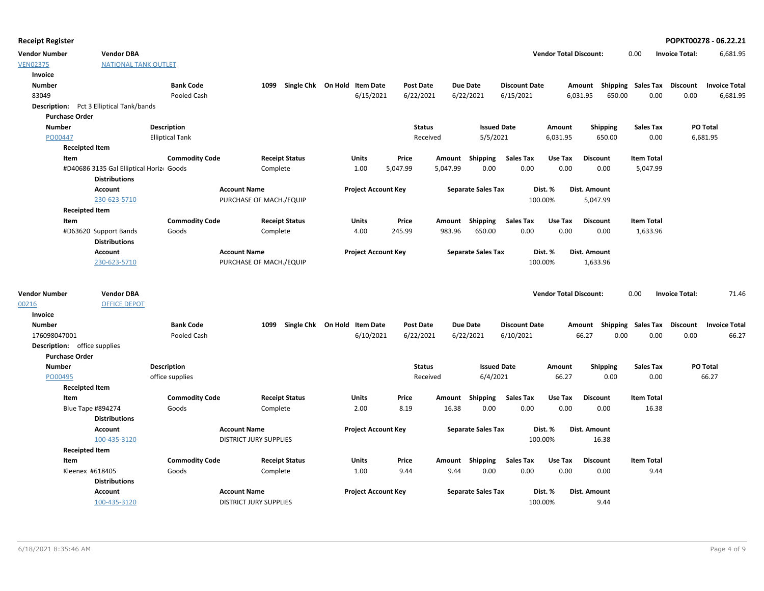**Receipt Register** **POPKT00278 - 06.22.21**

| Vendor Number | Vendor DBA | Vendor Total Discount: | 0.00 | Invoice Total: | 6,681.95 |
|---|---|---|---|---|---|
| VEN02375 | NATIONAL TANK OUTLET | | | | |

**Invoice**

| Number | Bank Code | 1099 | Single Chk | On Hold | Item Date | Post Date | Due Date | Discount Date | Amount | Shipping | Sales Tax | Discount | Invoice Total |
|---|---|---|---|---|---|---|---|---|---|---|---|---|---|
| 83049 | Pooled Cash | | | | 6/15/2021 | 6/22/2021 | 6/22/2021 | 6/15/2021 | 6,031.95 | 650.00 | 0.00 | 0.00 | 6,681.95 |

**Description:** Pct 3 Elliptical Tank/bands

**Purchase Order**

| Number | Description | Status | Issued Date | Amount | Shipping | Sales Tax | PO Total |
|---|---|---|---|---|---|---|---|
| PO00447 | Elliptical Tank | Received | 5/5/2021 | 6,031.95 | 650.00 | 0.00 | 6,681.95 |

**Receipted Item**

| Item | Commodity Code | Receipt Status | Units | Price | Amount | Shipping | Sales Tax | Use Tax | Discount | Item Total |
|---|---|---|---|---|---|---|---|---|---|---|
| #D40686 3135 Gal Elliptical Horiz | Goods | Complete | 1.00 | 5,047.99 | 5,047.99 | 0.00 | 0.00 | 0.00 | 0.00 | 5,047.99 |

**Distributions**

| Account | Account Name | Project Account Key | Separate Sales Tax | Dist. % | Dist. Amount |
|---|---|---|---|---|---|
| 230-623-5710 | PURCHASE OF MACH./EQUIP | | | 100.00% | 5,047.99 |

**Receipted Item**

| Item | Commodity Code | Receipt Status | Units | Price | Amount | Shipping | Sales Tax | Use Tax | Discount | Item Total |
|---|---|---|---|---|---|---|---|---|---|---|
| #D63620 Support Bands | Goods | Complete | 4.00 | 245.99 | 983.96 | 650.00 | 0.00 | 0.00 | 0.00 | 1,633.96 |

**Distributions**

| Account | Account Name | Project Account Key | Separate Sales Tax | Dist. % | Dist. Amount |
|---|---|---|---|---|---|
| 230-623-5710 | PURCHASE OF MACH./EQUIP | | | 100.00% | 1,633.96 |

| Vendor Number | Vendor DBA | Vendor Total Discount: | 0.00 | Invoice Total: | 71.46 |
|---|---|---|---|---|---|
| 00216 | OFFICE DEPOT | | | | |

**Invoice**

| Number | Bank Code | 1099 | Single Chk | On Hold | Item Date | Post Date | Due Date | Discount Date | Amount | Shipping | Sales Tax | Discount | Invoice Total |
|---|---|---|---|---|---|---|---|---|---|---|---|---|---|
| 176098047001 | Pooled Cash | | | | 6/10/2021 | 6/22/2021 | 6/22/2021 | 6/10/2021 | 66.27 | 0.00 | 0.00 | 0.00 | 66.27 |

**Description:** office supplies

**Purchase Order**

| Number | Description | Status | Issued Date | Amount | Shipping | Sales Tax | PO Total |
|---|---|---|---|---|---|---|---|
| PO00495 | office supplies | Received | 6/4/2021 | 66.27 | 0.00 | 0.00 | 66.27 |

**Receipted Item**

| Item | Commodity Code | Receipt Status | Units | Price | Amount | Shipping | Sales Tax | Use Tax | Discount | Item Total |
|---|---|---|---|---|---|---|---|---|---|---|
| Blue Tape #894274 | Goods | Complete | 2.00 | 8.19 | 16.38 | 0.00 | 0.00 | 0.00 | 0.00 | 16.38 |

**Distributions**

| Account | Account Name | Project Account Key | Separate Sales Tax | Dist. % | Dist. Amount |
|---|---|---|---|---|---|
| 100-435-3120 | DISTRICT JURY SUPPLIES | | | 100.00% | 16.38 |

**Receipted Item**

| Item | Commodity Code | Receipt Status | Units | Price | Amount | Shipping | Sales Tax | Use Tax | Discount | Item Total |
|---|---|---|---|---|---|---|---|---|---|---|
| Kleenex #618405 | Goods | Complete | 1.00 | 9.44 | 9.44 | 0.00 | 0.00 | 0.00 | 0.00 | 9.44 |

**Distributions**

| Account | Account Name | Project Account Key | Separate Sales Tax | Dist. % | Dist. Amount |
|---|---|---|---|---|---|
| 100-435-3120 | DISTRICT JURY SUPPLIES | | | 100.00% | 9.44 |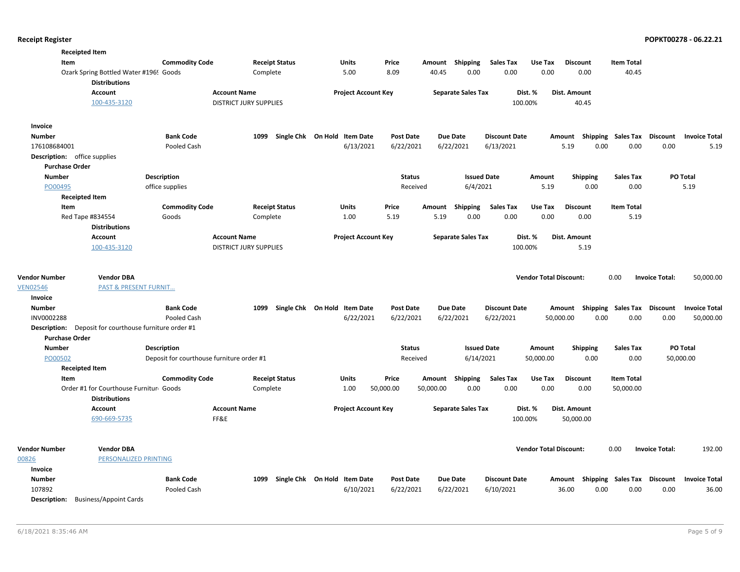**Receipted Item**

| Item | Commodity Code | Receipt Status | Units | Price | Amount | Shipping | Sales Tax | Use Tax | Discount | Item Total |
|---|---|---|---|---|---|---|---|---|---|---|
| Ozark Spring Bottled Water #196( | Goods | Complete | 5.00 | 8.09 | 40.45 | 0.00 | 0.00 | 0.00 | 0.00 | 40.45 |

**Distributions**

| Account | Account Name | Project Account Key | Separate Sales Tax | Dist. % | Dist. Amount |
|---|---|---|---|---|---|
| 100-435-3120 | DISTRICT JURY SUPPLIES | | | 100.00% | 40.45 |

**Invoice**

| Number | Bank Code | 1099 | Single Chk | On Hold | Item Date | Post Date | Due Date | Discount Date | Amount | Shipping | Sales Tax | Discount | Invoice Total |
|---|---|---|---|---|---|---|---|---|---|---|---|---|---|
| 176108684001 | Pooled Cash | | | | 6/13/2021 | 6/22/2021 | 6/22/2021 | 6/13/2021 | 5.19 | 0.00 | 0.00 | 0.00 | 5.19 |

**Description:** office supplies

**Purchase Order**

| Number | Description | Status | Issued Date | Amount | Shipping | Sales Tax | PO Total |
|---|---|---|---|---|---|---|---|
| PO00495 | office supplies | Received | 6/4/2021 | 5.19 | 0.00 | 0.00 | 5.19 |

**Receipted Item**

| Item | Commodity Code | Receipt Status | Units | Price | Amount | Shipping | Sales Tax | Use Tax | Discount | Item Total |
|---|---|---|---|---|---|---|---|---|---|---|
| Red Tape #834554 | Goods | Complete | 1.00 | 5.19 | 5.19 | 0.00 | 0.00 | 0.00 | 0.00 | 5.19 |

**Distributions**

| Account | Account Name | Project Account Key | Separate Sales Tax | Dist. % | Dist. Amount |
|---|---|---|---|---|---|
| 100-435-3120 | DISTRICT JURY SUPPLIES | | | 100.00% | 5.19 |

| Vendor Number | Vendor DBA | Vendor Total Discount: | 0.00 | Invoice Total: | 50,000.00 |
|---|---|---|---|---|---|
| VEN02546 | PAST & PRESENT FURNIT... | | | | |

**Invoice**

| Number | Bank Code | 1099 | Single Chk | On Hold | Item Date | Post Date | Due Date | Discount Date | Amount | Shipping | Sales Tax | Discount | Invoice Total |
|---|---|---|---|---|---|---|---|---|---|---|---|---|---|
| INV0002288 | Pooled Cash | | | | 6/22/2021 | 6/22/2021 | 6/22/2021 | 6/22/2021 | 50,000.00 | 0.00 | 0.00 | 0.00 | 50,000.00 |

**Description:** Deposit for courthouse furniture order #1

**Purchase Order**

| Number | Description | Status | Issued Date | Amount | Shipping | Sales Tax | PO Total |
|---|---|---|---|---|---|---|---|
| PO00502 | Deposit for courthouse furniture order #1 | Received | 6/14/2021 | 50,000.00 | 0.00 | 0.00 | 50,000.00 |

**Receipted Item**

| Item | Commodity Code | Receipt Status | Units | Price | Amount | Shipping | Sales Tax | Use Tax | Discount | Item Total |
|---|---|---|---|---|---|---|---|---|---|---|
| Order #1 for Courthouse Furnitur | Goods | Complete | 1.00 | 50,000.00 | 50,000.00 | 0.00 | 0.00 | 0.00 | 0.00 | 50,000.00 |

**Distributions**

| Account | Account Name | Project Account Key | Separate Sales Tax | Dist. % | Dist. Amount |
|---|---|---|---|---|---|
| 690-669-5735 | FF&E | | | 100.00% | 50,000.00 |

| Vendor Number | Vendor DBA | Vendor Total Discount: | 0.00 | Invoice Total: | 192.00 |
|---|---|---|---|---|---|
| 00826 | PERSONALIZED PRINTING | | | | |

**Invoice**

| Number | Bank Code | 1099 | Single Chk | On Hold | Item Date | Post Date | Due Date | Discount Date | Amount | Shipping | Sales Tax | Discount | Invoice Total |
|---|---|---|---|---|---|---|---|---|---|---|---|---|---|
| 107892 | Pooled Cash | | | | 6/10/2021 | 6/22/2021 | 6/22/2021 | 6/10/2021 | 36.00 | 0.00 | 0.00 | 0.00 | 36.00 |

**Description:** Business/Appoint Cards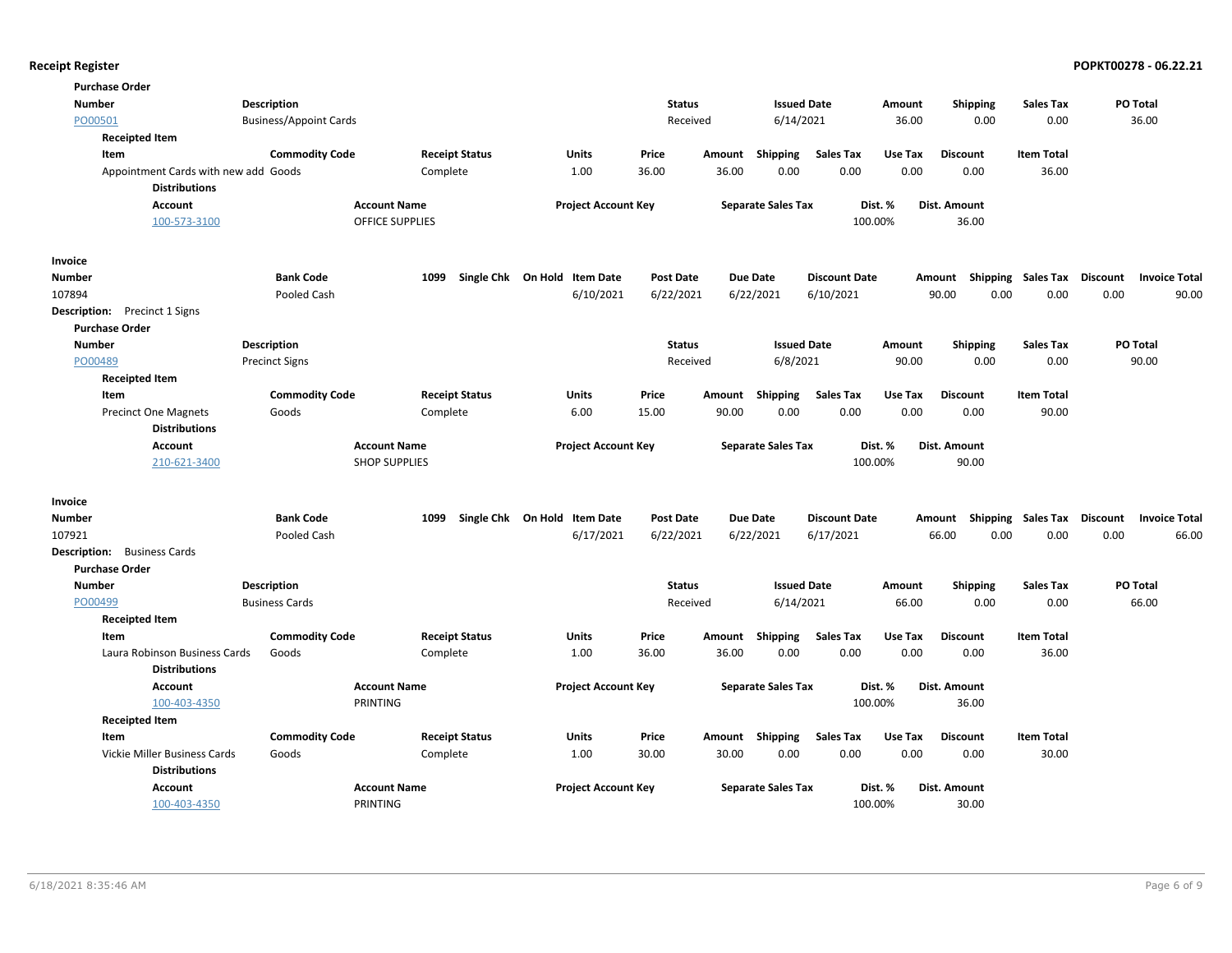**Receipt Register** — POPKT00278 - 06.22.21

**Purchase Order**

| Number | Description | Status | Issued Date | Amount | Shipping | Sales Tax | PO Total |
|---|---|---|---|---|---|---|---|
| PO00501 | Business/Appoint Cards | Received | 6/14/2021 | 36.00 | 0.00 | 0.00 | 36.00 |

**Receipted Item**

| Item | Commodity Code | Receipt Status | Units | Price | Amount | Shipping | Sales Tax | Use Tax | Discount | Item Total |
|---|---|---|---|---|---|---|---|---|---|---|
| Appointment Cards with new add | Goods | Complete | 1.00 | 36.00 | 36.00 | 0.00 | 0.00 | 0.00 | 0.00 | 36.00 |

**Distributions**

| Account | Account Name | Project Account Key | Separate Sales Tax | Dist. % | Dist. Amount |
|---|---|---|---|---|---|
| 100-573-3100 | OFFICE SUPPLIES | | | 100.00% | 36.00 |

**Invoice**

| Number | Bank Code | 1099 | Single Chk | On Hold | Item Date | Post Date | Due Date | Discount Date | Amount | Shipping | Sales Tax | Discount | Invoice Total |
|---|---|---|---|---|---|---|---|---|---|---|---|---|---|
| 107894 | Pooled Cash | | | | 6/10/2021 | 6/22/2021 | 6/22/2021 | 6/10/2021 | 90.00 | 0.00 | 0.00 | 0.00 | 90.00 |

**Description:** Precinct 1 Signs

**Purchase Order**

| Number | Description | Status | Issued Date | Amount | Shipping | Sales Tax | PO Total |
|---|---|---|---|---|---|---|---|
| PO00489 | Precinct Signs | Received | 6/8/2021 | 90.00 | 0.00 | 0.00 | 90.00 |

**Receipted Item**

| Item | Commodity Code | Receipt Status | Units | Price | Amount | Shipping | Sales Tax | Use Tax | Discount | Item Total |
|---|---|---|---|---|---|---|---|---|---|---|
| Precinct One Magnets | Goods | Complete | 6.00 | 15.00 | 90.00 | 0.00 | 0.00 | 0.00 | 0.00 | 90.00 |

**Distributions**

| Account | Account Name | Project Account Key | Separate Sales Tax | Dist. % | Dist. Amount |
|---|---|---|---|---|---|
| 210-621-3400 | SHOP SUPPLIES | | | 100.00% | 90.00 |

**Invoice**

| Number | Bank Code | 1099 | Single Chk | On Hold | Item Date | Post Date | Due Date | Discount Date | Amount | Shipping | Sales Tax | Discount | Invoice Total |
|---|---|---|---|---|---|---|---|---|---|---|---|---|---|
| 107921 | Pooled Cash | | | | 6/17/2021 | 6/22/2021 | 6/22/2021 | 6/17/2021 | 66.00 | 0.00 | 0.00 | 0.00 | 66.00 |

**Description:** Business Cards

**Purchase Order**

| Number | Description | Status | Issued Date | Amount | Shipping | Sales Tax | PO Total |
|---|---|---|---|---|---|---|---|
| PO00499 | Business Cards | Received | 6/14/2021 | 66.00 | 0.00 | 0.00 | 66.00 |

**Receipted Item**

| Item | Commodity Code | Receipt Status | Units | Price | Amount | Shipping | Sales Tax | Use Tax | Discount | Item Total |
|---|---|---|---|---|---|---|---|---|---|---|
| Laura Robinson Business Cards | Goods | Complete | 1.00 | 36.00 | 36.00 | 0.00 | 0.00 | 0.00 | 0.00 | 36.00 |

**Distributions**

| Account | Account Name | Project Account Key | Separate Sales Tax | Dist. % | Dist. Amount |
|---|---|---|---|---|---|
| 100-403-4350 | PRINTING | | | 100.00% | 36.00 |

**Receipted Item**

| Item | Commodity Code | Receipt Status | Units | Price | Amount | Shipping | Sales Tax | Use Tax | Discount | Item Total |
|---|---|---|---|---|---|---|---|---|---|---|
| Vickie Miller Business Cards | Goods | Complete | 1.00 | 30.00 | 30.00 | 0.00 | 0.00 | 0.00 | 0.00 | 30.00 |

**Distributions**

| Account | Account Name | Project Account Key | Separate Sales Tax | Dist. % | Dist. Amount |
|---|---|---|---|---|---|
| 100-403-4350 | PRINTING | | | 100.00% | 30.00 |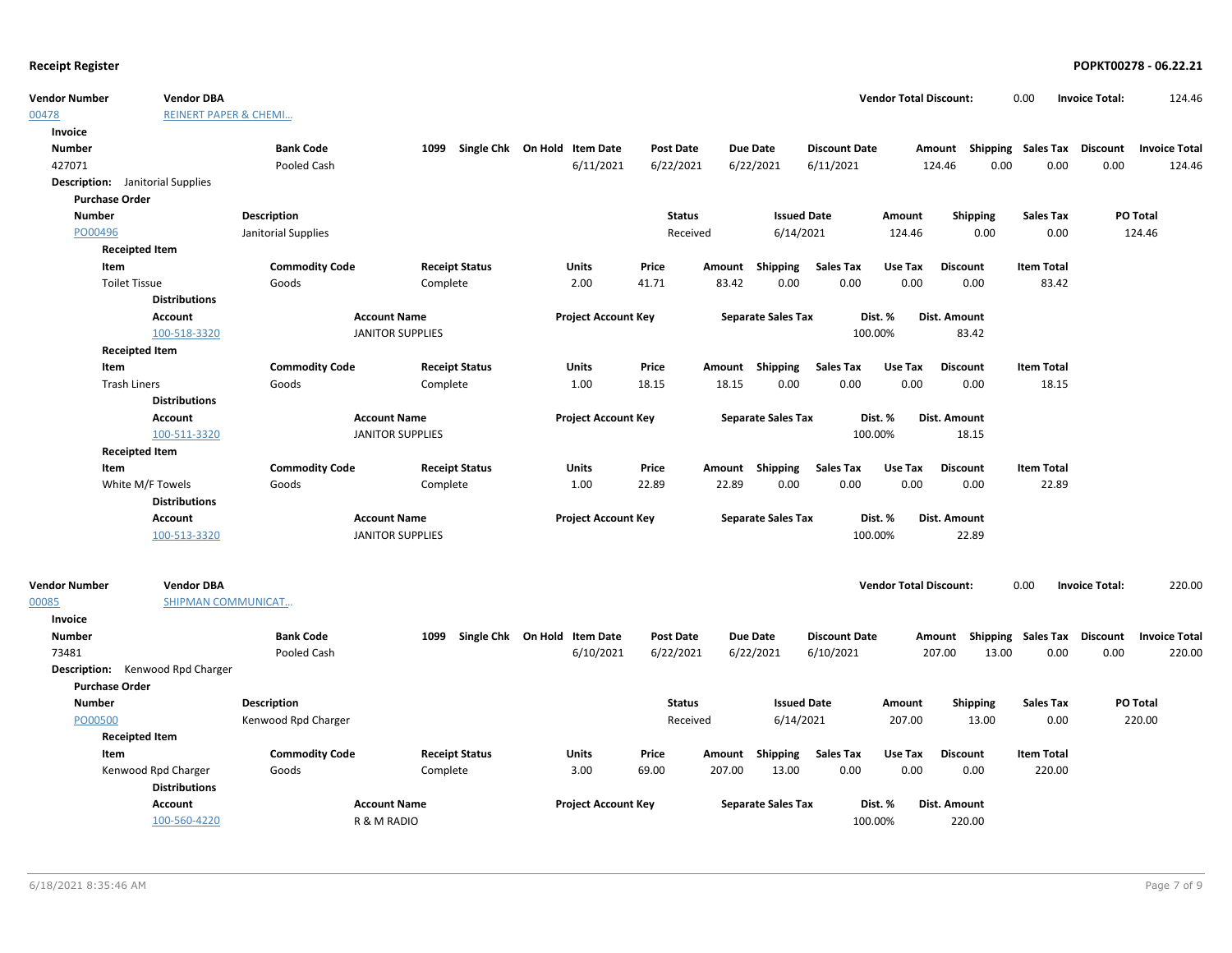**Receipt Register** — **POPKT00278 - 06.22.21**

| Vendor Number | Vendor DBA | Vendor Total Discount: | Invoice Total: |
|---|---|---|---|
| 00478 | REINERT PAPER & CHEMI... | 0.00 | 124.46 |

**Invoice**

| Number | Bank Code | 1099 | Single Chk | On Hold | Item Date | Post Date | Due Date | Discount Date | Amount | Shipping | Sales Tax | Discount | Invoice Total |
|---|---|---|---|---|---|---|---|---|---|---|---|---|---|
| 427071 | Pooled Cash | | | | 6/11/2021 | 6/22/2021 | 6/22/2021 | 6/11/2021 | 124.46 | 0.00 | 0.00 | 0.00 | 124.46 |

**Description:** Janitorial Supplies

**Purchase Order**

| Number | Description | Status | Issued Date | Amount | Shipping | Sales Tax | PO Total |
|---|---|---|---|---|---|---|---|
| PO00496 | Janitorial Supplies | Received | 6/14/2021 | 124.46 | 0.00 | 0.00 | 124.46 |

**Receipted Item**

| Item | Commodity Code | Receipt Status | Units | Price | Amount | Shipping | Sales Tax | Use Tax | Discount | Item Total |
|---|---|---|---|---|---|---|---|---|---|---|
| Toilet Tissue | Goods | Complete | 2.00 | 41.71 | 83.42 | 0.00 | 0.00 | 0.00 | 0.00 | 83.42 |

**Distributions**

| Account | Account Name | Project Account Key | Separate Sales Tax | Dist. % | Dist. Amount |
|---|---|---|---|---|---|
| 100-518-3320 | JANITOR SUPPLIES | | | 100.00% | 83.42 |

**Receipted Item**

| Item | Commodity Code | Receipt Status | Units | Price | Amount | Shipping | Sales Tax | Use Tax | Discount | Item Total |
|---|---|---|---|---|---|---|---|---|---|---|
| Trash Liners | Goods | Complete | 1.00 | 18.15 | 18.15 | 0.00 | 0.00 | 0.00 | 0.00 | 18.15 |

**Distributions**

| Account | Account Name | Project Account Key | Separate Sales Tax | Dist. % | Dist. Amount |
|---|---|---|---|---|---|
| 100-511-3320 | JANITOR SUPPLIES | | | 100.00% | 18.15 |

**Receipted Item**

| Item | Commodity Code | Receipt Status | Units | Price | Amount | Shipping | Sales Tax | Use Tax | Discount | Item Total |
|---|---|---|---|---|---|---|---|---|---|---|
| White M/F Towels | Goods | Complete | 1.00 | 22.89 | 22.89 | 0.00 | 0.00 | 0.00 | 0.00 | 22.89 |

**Distributions**

| Account | Account Name | Project Account Key | Separate Sales Tax | Dist. % | Dist. Amount |
|---|---|---|---|---|---|
| 100-513-3320 | JANITOR SUPPLIES | | | 100.00% | 22.89 |

| Vendor Number | Vendor DBA | Vendor Total Discount: | Invoice Total: |
|---|---|---|---|
| 00085 | SHIPMAN COMMUNICAT... | 0.00 | 220.00 |

**Invoice**

| Number | Bank Code | 1099 | Single Chk | On Hold | Item Date | Post Date | Due Date | Discount Date | Amount | Shipping | Sales Tax | Discount | Invoice Total |
|---|---|---|---|---|---|---|---|---|---|---|---|---|---|
| 73481 | Pooled Cash | | | | 6/10/2021 | 6/22/2021 | 6/22/2021 | 6/10/2021 | 207.00 | 13.00 | 0.00 | 0.00 | 220.00 |

**Description:** Kenwood Rpd Charger

**Purchase Order**

| Number | Description | Status | Issued Date | Amount | Shipping | Sales Tax | PO Total |
|---|---|---|---|---|---|---|---|
| PO00500 | Kenwood Rpd Charger | Received | 6/14/2021 | 207.00 | 13.00 | 0.00 | 220.00 |

**Receipted Item**

| Item | Commodity Code | Receipt Status | Units | Price | Amount | Shipping | Sales Tax | Use Tax | Discount | Item Total |
|---|---|---|---|---|---|---|---|---|---|---|
| Kenwood Rpd Charger | Goods | Complete | 3.00 | 69.00 | 207.00 | 13.00 | 0.00 | 0.00 | 0.00 | 220.00 |

**Distributions**

| Account | Account Name | Project Account Key | Separate Sales Tax | Dist. % | Dist. Amount |
|---|---|---|---|---|---|
| 100-560-4220 | R & M RADIO | | | 100.00% | 220.00 |

6/18/2021 8:35:46 AM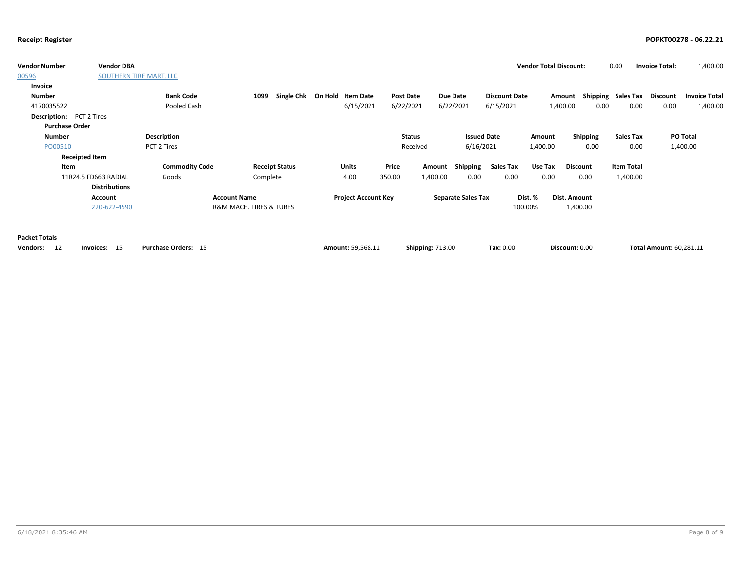**Receipt Register** **POPKT00278 - 06.22.21**

| Vendor Number | Vendor DBA | Vendor Total Discount: | 0.00 | Invoice Total: | 1,400.00 |
|---|---|---|---|---|---|
| 00596 | SOUTHERN TIRE MART, LLC | | | | |

**Invoice**

| Number | Bank Code | 1099 | Single Chk | On Hold | Item Date | Post Date | Due Date | Discount Date | Amount | Shipping | Sales Tax | Discount | Invoice Total |
|---|---|---|---|---|---|---|---|---|---|---|---|---|---|
| 4170035522 | Pooled Cash | | | | 6/15/2021 | 6/22/2021 | 6/22/2021 | 6/15/2021 | 1,400.00 | 0.00 | 0.00 | 0.00 | 1,400.00 |

**Description:** PCT 2 Tires

**Purchase Order**

| Number | Description | Status | Issued Date | Amount | Shipping | Sales Tax | PO Total |
|---|---|---|---|---|---|---|---|
| PO00510 | PCT 2 Tires | Received | 6/16/2021 | 1,400.00 | 0.00 | 0.00 | 1,400.00 |

**Receipted Item**

| Item | Commodity Code | Receipt Status | Units | Price | Amount | Shipping | Sales Tax | Use Tax | Discount | Item Total |
|---|---|---|---|---|---|---|---|---|---|---|
| 11R24.5 FD663 RADIAL | Goods | Complete | 4.00 | 350.00 | 1,400.00 | 0.00 | 0.00 | 0.00 | 0.00 | 1,400.00 |

**Distributions**

| Account | Account Name | Project Account Key | Separate Sales Tax | Dist. % | Dist. Amount |
|---|---|---|---|---|---|
| 220-622-4590 | R&M MACH. TIRES & TUBES | | | 100.00% | 1,400.00 |

**Packet Totals**

| Vendors: | Invoices: | Purchase Orders: | Amount: | Shipping: | Tax: | Discount: | Total Amount: |
|---|---|---|---|---|---|---|---|
| 12 | 15 | 15 | 59,568.11 | 713.00 | 0.00 | 0.00 | 60,281.11 |

6/18/2021 8:35:46 AM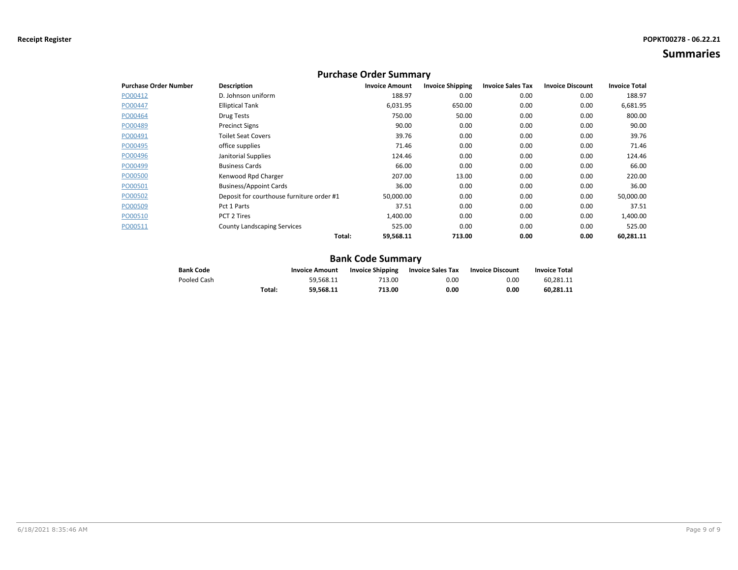# Receipt Register

**POPKT00278 - 06.22.21**

## Summaries

### Purchase Order Summary

| Purchase Order Number | Description | Invoice Amount | Invoice Shipping | Invoice Sales Tax | Invoice Discount | Invoice Total |
|---|---|---|---|---|---|---|
| PO00412 | D. Johnson uniform | 188.97 | 0.00 | 0.00 | 0.00 | 188.97 |
| PO00447 | Elliptical Tank | 6,031.95 | 650.00 | 0.00 | 0.00 | 6,681.95 |
| PO00464 | Drug Tests | 750.00 | 50.00 | 0.00 | 0.00 | 800.00 |
| PO00489 | Precinct Signs | 90.00 | 0.00 | 0.00 | 0.00 | 90.00 |
| PO00491 | Toilet Seat Covers | 39.76 | 0.00 | 0.00 | 0.00 | 39.76 |
| PO00495 | office supplies | 71.46 | 0.00 | 0.00 | 0.00 | 71.46 |
| PO00496 | Janitorial Supplies | 124.46 | 0.00 | 0.00 | 0.00 | 124.46 |
| PO00499 | Business Cards | 66.00 | 0.00 | 0.00 | 0.00 | 66.00 |
| PO00500 | Kenwood Rpd Charger | 207.00 | 13.00 | 0.00 | 0.00 | 220.00 |
| PO00501 | Business/Appoint Cards | 36.00 | 0.00 | 0.00 | 0.00 | 36.00 |
| PO00502 | Deposit for courthouse furniture order #1 | 50,000.00 | 0.00 | 0.00 | 0.00 | 50,000.00 |
| PO00509 | Pct 1 Parts | 37.51 | 0.00 | 0.00 | 0.00 | 37.51 |
| PO00510 | PCT 2 Tires | 1,400.00 | 0.00 | 0.00 | 0.00 | 1,400.00 |
| PO00511 | County Landscaping Services | 525.00 | 0.00 | 0.00 | 0.00 | 525.00 |
| | **Total:** | **59,568.11** | **713.00** | **0.00** | **0.00** | **60,281.11** |

### Bank Code Summary

| Bank Code | | Invoice Amount | Invoice Shipping | Invoice Sales Tax | Invoice Discount | Invoice Total |
|---|---|---|---|---|---|---|
| Pooled Cash | | 59,568.11 | 713.00 | 0.00 | 0.00 | 60,281.11 |
| | **Total:** | **59,568.11** | **713.00** | **0.00** | **0.00** | **60,281.11** |

6/18/2021 8:35:46 AM